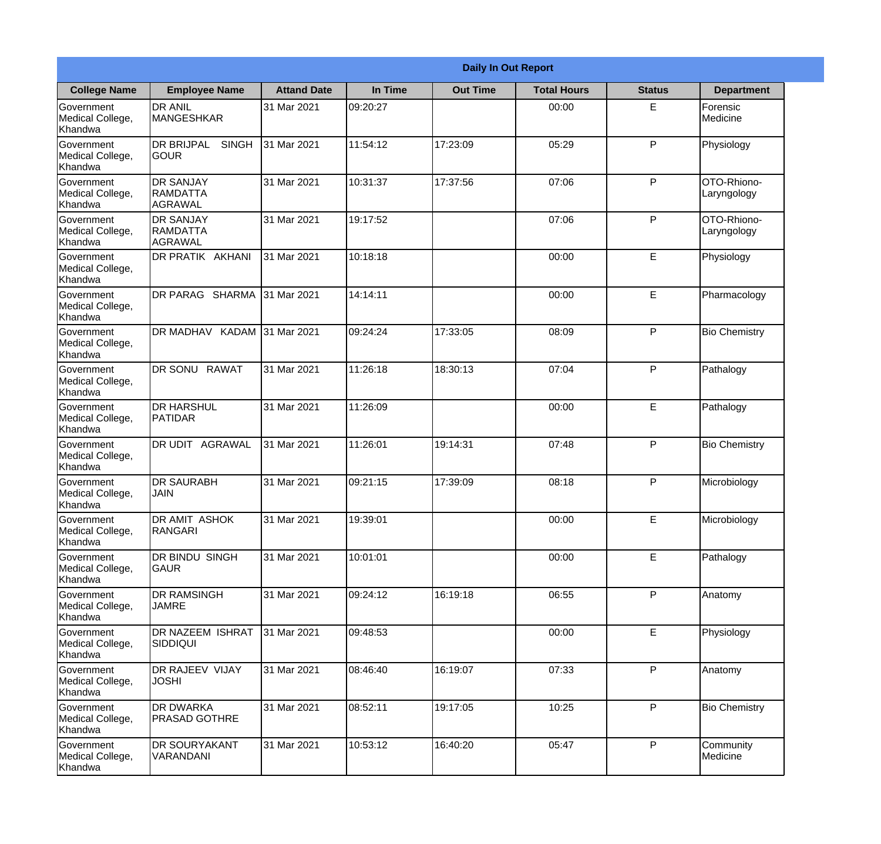**Daily In Out Report**

| College Name | Employee Name | Attand Date | In Time | Out Time | Total Hours | Status | Department |
|---|---|---|---|---|---|---|---|
| Government Medical College, Khandwa | DR ANIL MANGESHKAR | 31 Mar 2021 | 09:20:27 | | 00:00 | E | Forensic Medicine |
| Government Medical College, Khandwa | DR BRIJPAL SINGH GOUR | 31 Mar 2021 | 11:54:12 | 17:23:09 | 05:29 | P | Physiology |
| Government Medical College, Khandwa | DR SANJAY RAMDATTA AGRAWAL | 31 Mar 2021 | 10:31:37 | 17:37:56 | 07:06 | P | OTO-Rhiono-Laryngology |
| Government Medical College, Khandwa | DR SANJAY RAMDATTA AGRAWAL | 31 Mar 2021 | 19:17:52 | | 07:06 | P | OTO-Rhiono-Laryngology |
| Government Medical College, Khandwa | DR PRATIK AKHANI | 31 Mar 2021 | 10:18:18 | | 00:00 | E | Physiology |
| Government Medical College, Khandwa | DR PARAG SHARMA | 31 Mar 2021 | 14:14:11 | | 00:00 | E | Pharmacology |
| Government Medical College, Khandwa | DR MADHAV KADAM | 31 Mar 2021 | 09:24:24 | 17:33:05 | 08:09 | P | Bio Chemistry |
| Government Medical College, Khandwa | DR SONU RAWAT | 31 Mar 2021 | 11:26:18 | 18:30:13 | 07:04 | P | Pathalogy |
| Government Medical College, Khandwa | DR HARSHUL PATIDAR | 31 Mar 2021 | 11:26:09 | | 00:00 | E | Pathalogy |
| Government Medical College, Khandwa | DR UDIT AGRAWAL | 31 Mar 2021 | 11:26:01 | 19:14:31 | 07:48 | P | Bio Chemistry |
| Government Medical College, Khandwa | DR SAURABH JAIN | 31 Mar 2021 | 09:21:15 | 17:39:09 | 08:18 | P | Microbiology |
| Government Medical College, Khandwa | DR AMIT ASHOK RANGARI | 31 Mar 2021 | 19:39:01 | | 00:00 | E | Microbiology |
| Government Medical College, Khandwa | DR BINDU SINGH GAUR | 31 Mar 2021 | 10:01:01 | | 00:00 | E | Pathalogy |
| Government Medical College, Khandwa | DR RAMSINGH JAMRE | 31 Mar 2021 | 09:24:12 | 16:19:18 | 06:55 | P | Anatomy |
| Government Medical College, Khandwa | DR NAZEEM ISHRAT SIDDIQUI | 31 Mar 2021 | 09:48:53 | | 00:00 | E | Physiology |
| Government Medical College, Khandwa | DR RAJEEV VIJAY JOSHI | 31 Mar 2021 | 08:46:40 | 16:19:07 | 07:33 | P | Anatomy |
| Government Medical College, Khandwa | DR DWARKA PRASAD GOTHRE | 31 Mar 2021 | 08:52:11 | 19:17:05 | 10:25 | P | Bio Chemistry |
| Government Medical College, Khandwa | DR SOURYAKANT VARANDANI | 31 Mar 2021 | 10:53:12 | 16:40:20 | 05:47 | P | Community Medicine |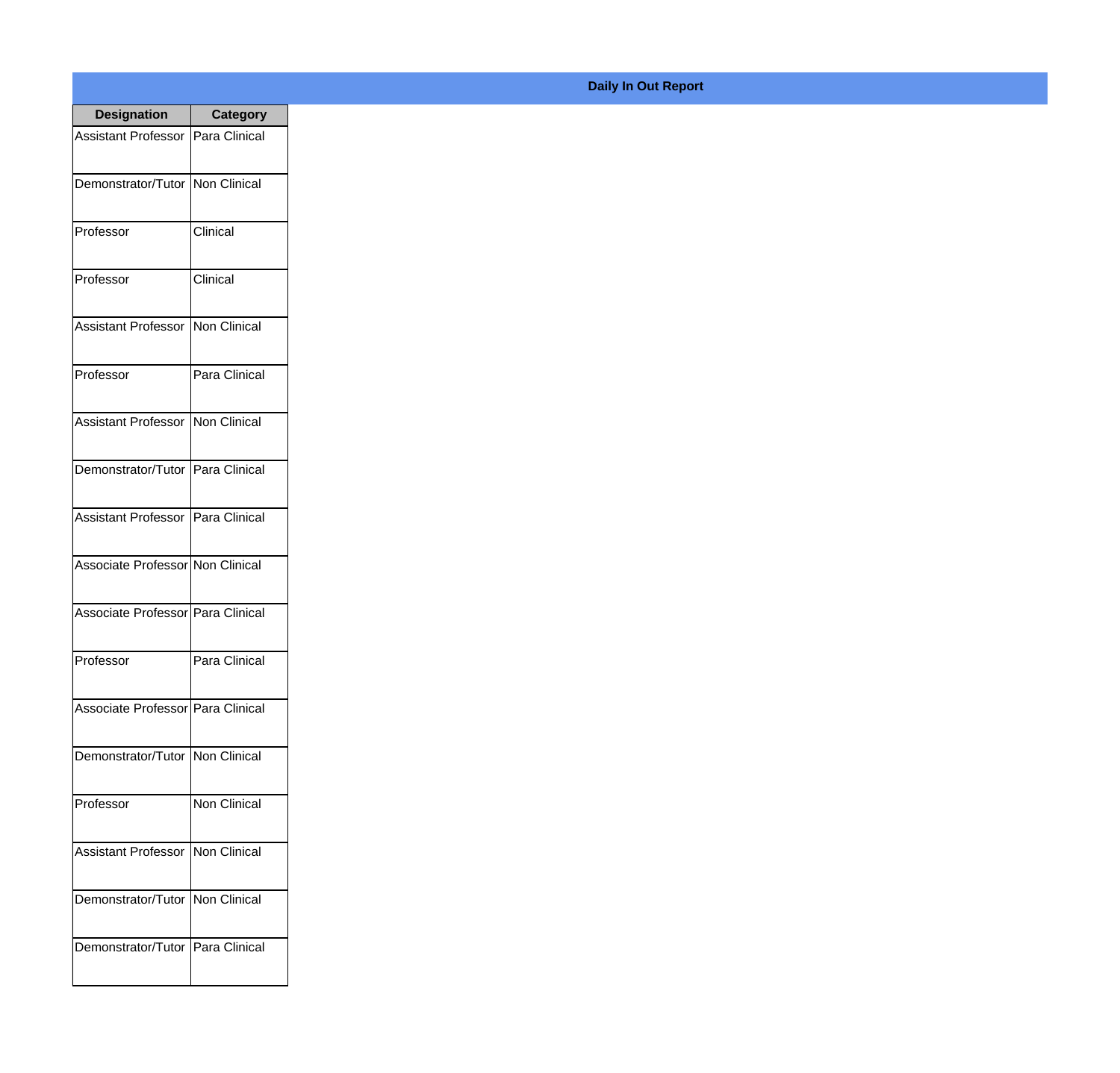# Daily In Out Report

| Designation | Category |
|---|---|
| Assistant Professor | Para Clinical |
| Demonstrator/Tutor | Non Clinical |
| Professor | Clinical |
| Professor | Clinical |
| Assistant Professor | Non Clinical |
| Professor | Para Clinical |
| Assistant Professor | Non Clinical |
| Demonstrator/Tutor | Para Clinical |
| Assistant Professor | Para Clinical |
| Associate Professor | Non Clinical |
| Associate Professor | Para Clinical |
| Professor | Para Clinical |
| Associate Professor | Para Clinical |
| Demonstrator/Tutor | Non Clinical |
| Professor | Non Clinical |
| Assistant Professor | Non Clinical |
| Demonstrator/Tutor | Non Clinical |
| Demonstrator/Tutor | Para Clinical |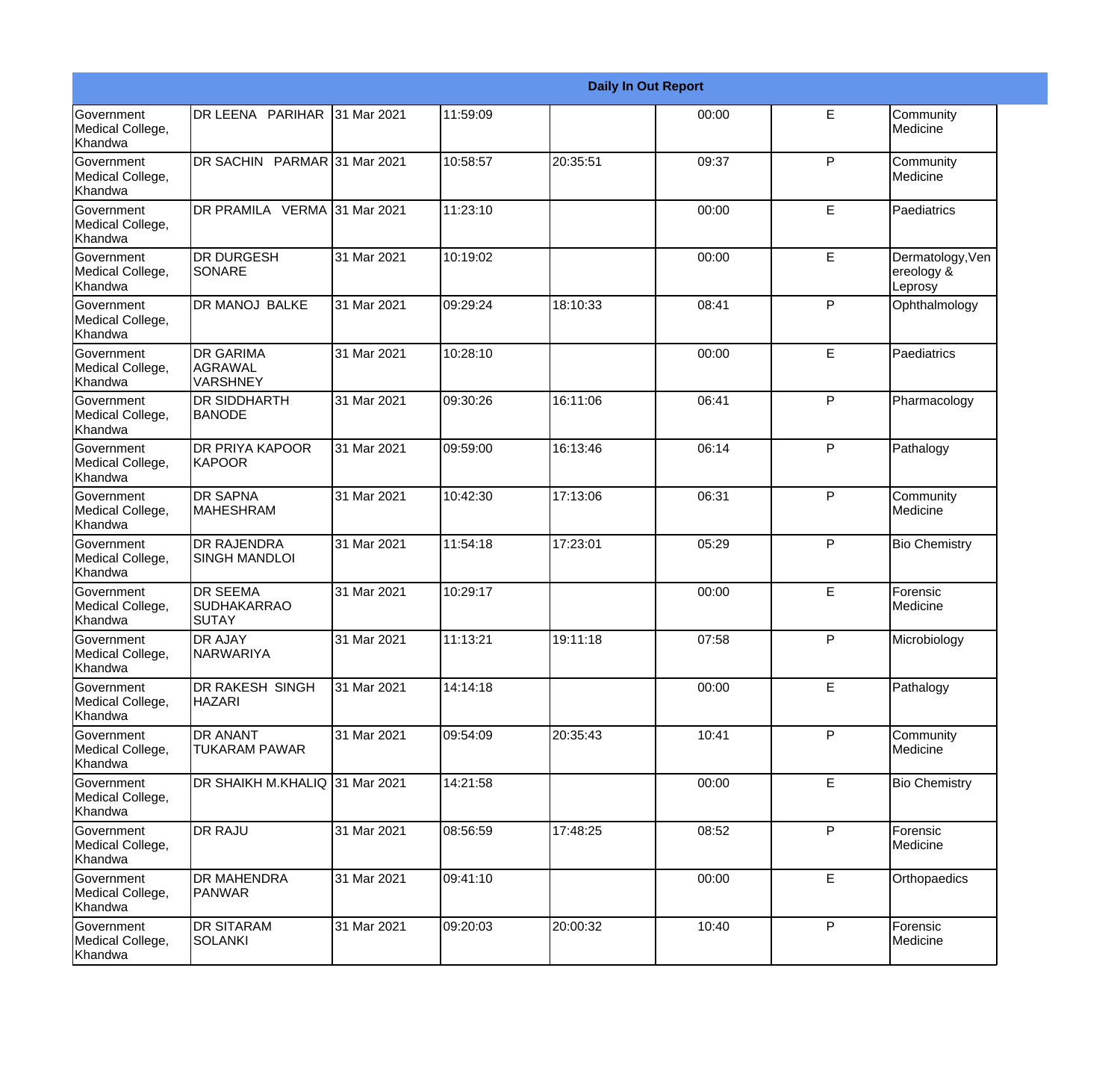| Daily In Out Report | | | | | | | |
|---|---|---|---|---|---|---|---|
| Government Medical College, Khandwa | DR LEENA PARIHAR | 31 Mar 2021 | 11:59:09 | | 00:00 | E | Community Medicine |
| Government Medical College, Khandwa | DR SACHIN PARMAR | 31 Mar 2021 | 10:58:57 | 20:35:51 | 09:37 | P | Community Medicine |
| Government Medical College, Khandwa | DR PRAMILA VERMA | 31 Mar 2021 | 11:23:10 | | 00:00 | E | Paediatrics |
| Government Medical College, Khandwa | DR DURGESH SONARE | 31 Mar 2021 | 10:19:02 | | 00:00 | E | Dermatology,Venereology & Leprosy |
| Government Medical College, Khandwa | DR MANOJ BALKE | 31 Mar 2021 | 09:29:24 | 18:10:33 | 08:41 | P | Ophthalmology |
| Government Medical College, Khandwa | DR GARIMA AGRAWAL VARSHNEY | 31 Mar 2021 | 10:28:10 | | 00:00 | E | Paediatrics |
| Government Medical College, Khandwa | DR SIDDHARTH BANODE | 31 Mar 2021 | 09:30:26 | 16:11:06 | 06:41 | P | Pharmacology |
| Government Medical College, Khandwa | DR PRIYA KAPOOR KAPOOR | 31 Mar 2021 | 09:59:00 | 16:13:46 | 06:14 | P | Pathalogy |
| Government Medical College, Khandwa | DR SAPNA MAHESHRAM | 31 Mar 2021 | 10:42:30 | 17:13:06 | 06:31 | P | Community Medicine |
| Government Medical College, Khandwa | DR RAJENDRA SINGH MANDLOI | 31 Mar 2021 | 11:54:18 | 17:23:01 | 05:29 | P | Bio Chemistry |
| Government Medical College, Khandwa | DR SEEMA SUDHAKARRAO SUTAY | 31 Mar 2021 | 10:29:17 | | 00:00 | E | Forensic Medicine |
| Government Medical College, Khandwa | DR AJAY NARWARIYA | 31 Mar 2021 | 11:13:21 | 19:11:18 | 07:58 | P | Microbiology |
| Government Medical College, Khandwa | DR RAKESH SINGH HAZARI | 31 Mar 2021 | 14:14:18 | | 00:00 | E | Pathalogy |
| Government Medical College, Khandwa | DR ANANT TUKARAM PAWAR | 31 Mar 2021 | 09:54:09 | 20:35:43 | 10:41 | P | Community Medicine |
| Government Medical College, Khandwa | DR SHAIKH M.KHALIQ | 31 Mar 2021 | 14:21:58 | | 00:00 | E | Bio Chemistry |
| Government Medical College, Khandwa | DR RAJU | 31 Mar 2021 | 08:56:59 | 17:48:25 | 08:52 | P | Forensic Medicine |
| Government Medical College, Khandwa | DR MAHENDRA PANWAR | 31 Mar 2021 | 09:41:10 | | 00:00 | E | Orthopaedics |
| Government Medical College, Khandwa | DR SITARAM SOLANKI | 31 Mar 2021 | 09:20:03 | 20:00:32 | 10:40 | P | Forensic Medicine |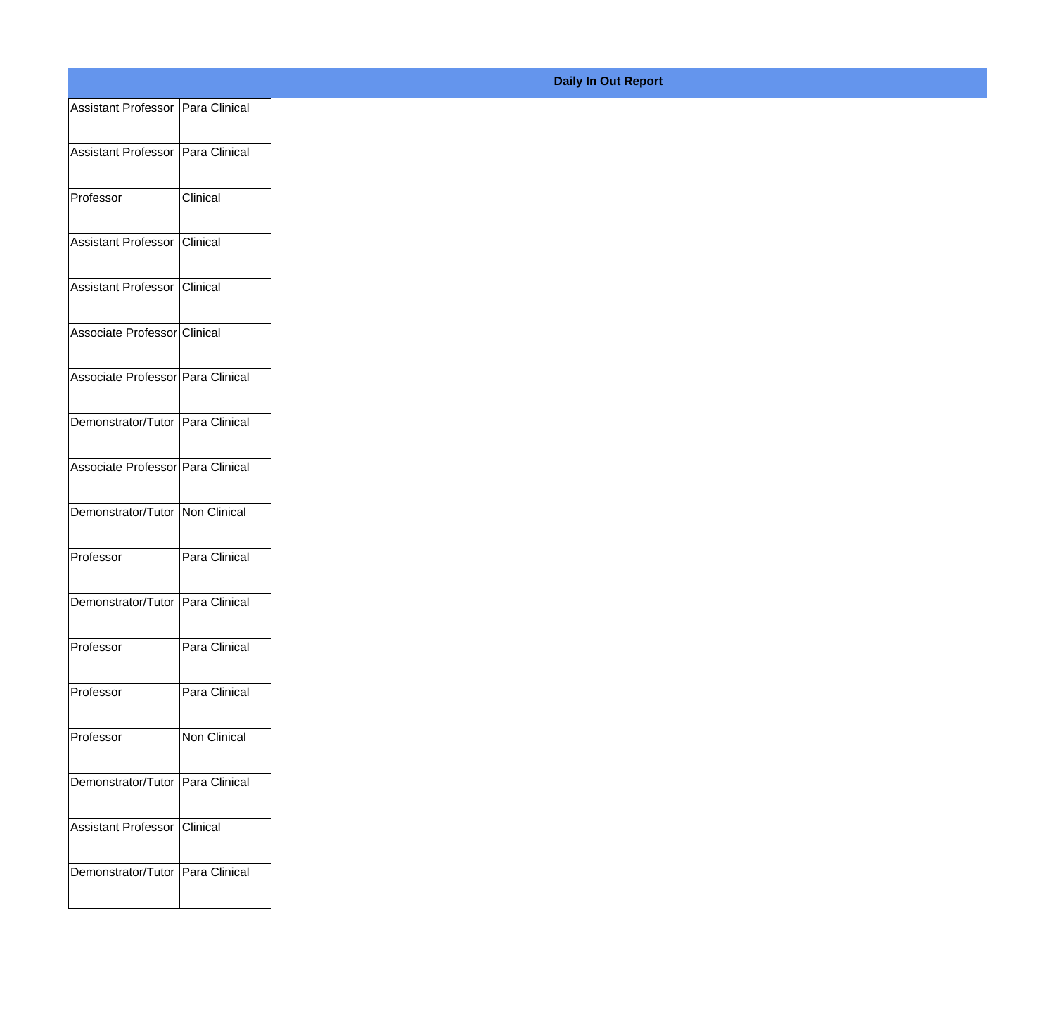| Daily In Out Report | |
|---|---|
| Assistant Professor | Para Clinical |
| Assistant Professor | Para Clinical |
| Professor | Clinical |
| Assistant Professor | Clinical |
| Assistant Professor | Clinical |
| Associate Professor | Clinical |
| Associate Professor | Para Clinical |
| Demonstrator/Tutor | Para Clinical |
| Associate Professor | Para Clinical |
| Demonstrator/Tutor | Non Clinical |
| Professor | Para Clinical |
| Demonstrator/Tutor | Para Clinical |
| Professor | Para Clinical |
| Professor | Para Clinical |
| Professor | Non Clinical |
| Demonstrator/Tutor | Para Clinical |
| Assistant Professor | Clinical |
| Demonstrator/Tutor | Para Clinical |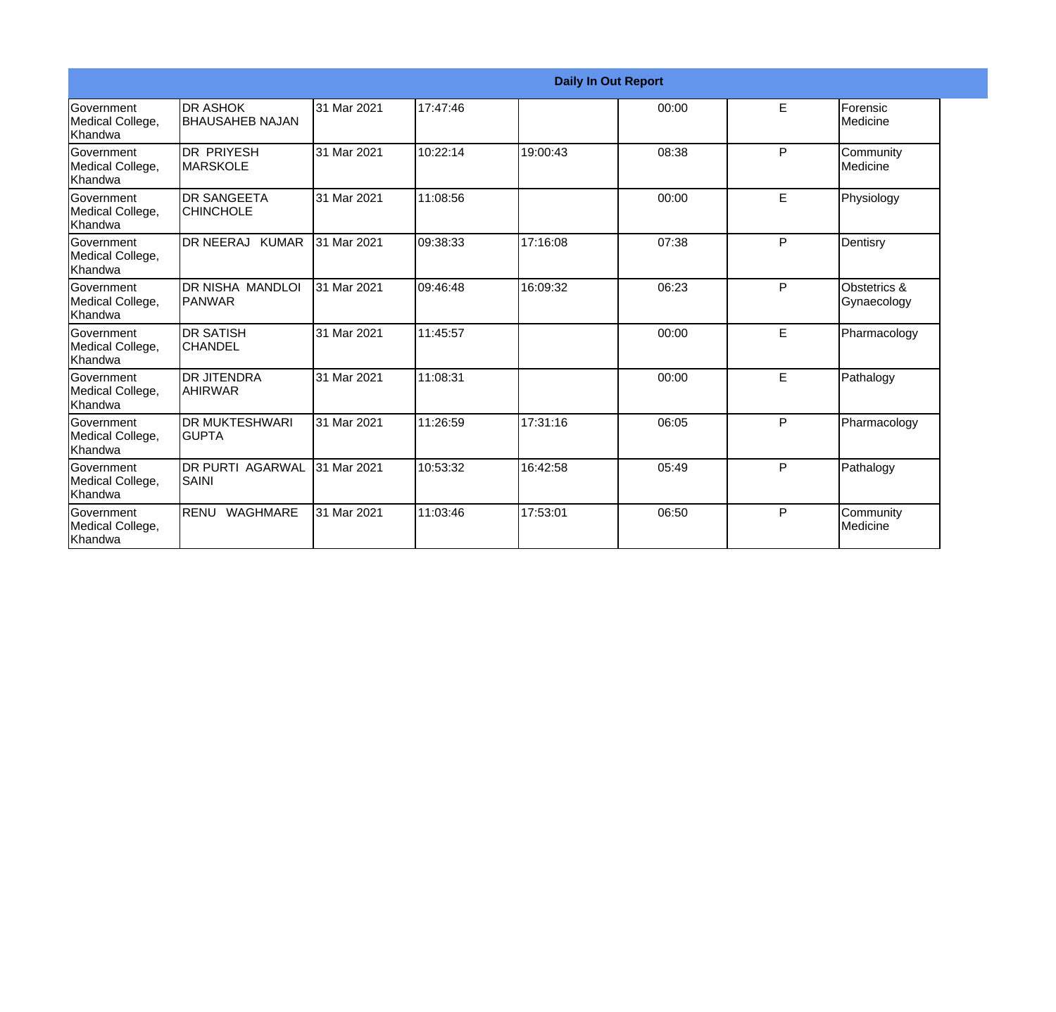| Daily In Out Report | | | | | | | |
|---|---|---|---|---|---|---|---|
| Government Medical College, Khandwa | DR ASHOK BHAUSAHEB NAJAN | 31 Mar 2021 | 17:47:46 | | 00:00 | E | Forensic Medicine |
| Government Medical College, Khandwa | DR PRIYESH MARSKOLE | 31 Mar 2021 | 10:22:14 | 19:00:43 | 08:38 | P | Community Medicine |
| Government Medical College, Khandwa | DR SANGEETA CHINCHOLE | 31 Mar 2021 | 11:08:56 | | 00:00 | E | Physiology |
| Government Medical College, Khandwa | DR NEERAJ KUMAR | 31 Mar 2021 | 09:38:33 | 17:16:08 | 07:38 | P | Dentisry |
| Government Medical College, Khandwa | DR NISHA MANDLOI PANWAR | 31 Mar 2021 | 09:46:48 | 16:09:32 | 06:23 | P | Obstetrics & Gynaecology |
| Government Medical College, Khandwa | DR SATISH CHANDEL | 31 Mar 2021 | 11:45:57 | | 00:00 | E | Pharmacology |
| Government Medical College, Khandwa | DR JITENDRA AHIRWAR | 31 Mar 2021 | 11:08:31 | | 00:00 | E | Pathalogy |
| Government Medical College, Khandwa | DR MUKTESHWARI GUPTA | 31 Mar 2021 | 11:26:59 | 17:31:16 | 06:05 | P | Pharmacology |
| Government Medical College, Khandwa | DR PURTI AGARWAL SAINI | 31 Mar 2021 | 10:53:32 | 16:42:58 | 05:49 | P | Pathalogy |
| Government Medical College, Khandwa | RENU WAGHMARE | 31 Mar 2021 | 11:03:46 | 17:53:01 | 06:50 | P | Community Medicine |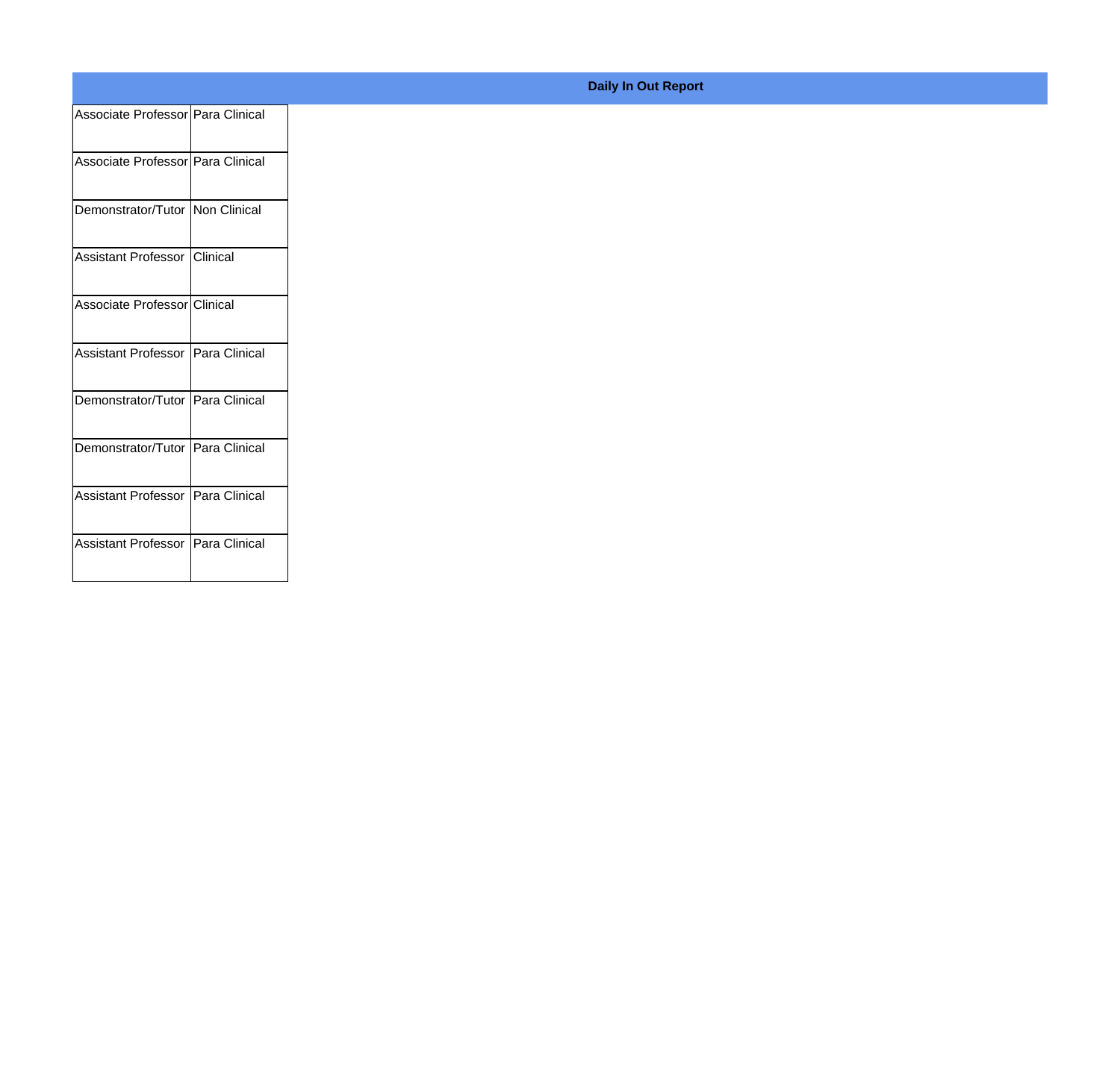**Daily In Out Report**

| | |
|---|---|
| Associate Professor | Para Clinical |
| Associate Professor | Para Clinical |
| Demonstrator/Tutor | Non Clinical |
| Assistant Professor | Clinical |
| Associate Professor | Clinical |
| Assistant Professor | Para Clinical |
| Demonstrator/Tutor | Para Clinical |
| Demonstrator/Tutor | Para Clinical |
| Assistant Professor | Para Clinical |
| Assistant Professor | Para Clinical |